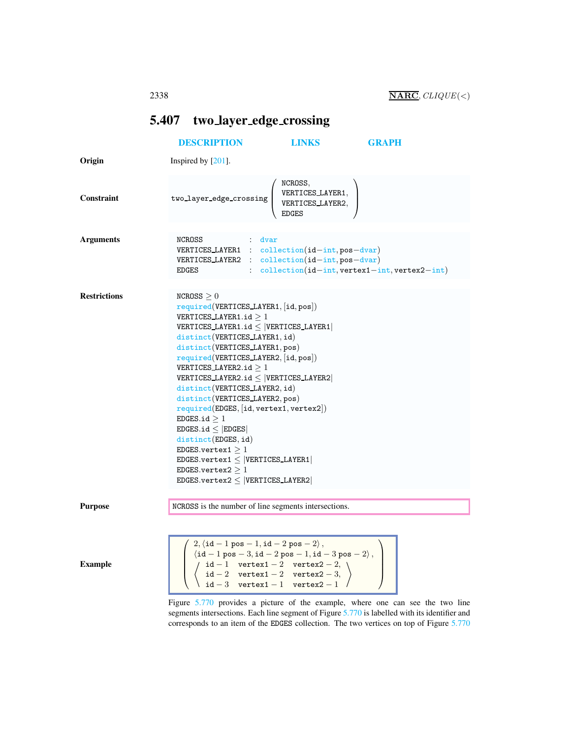## 5.407 two_layer_edge_crossing

DESCRIPTION LINKS GRAPH

**Origin** Inspired by [201].

**Constraint**

```
two_layer_edge_crossing(NCROSS, VERTICES_LAYER1, VERTICES_LAYER2, EDGES)
```

**Arguments**

```
NCROSS          : dvar
VERTICES_LAYER1 : collection(id-int, pos-dvar)
VERTICES_LAYER2 : collection(id-int, pos-dvar)
EDGES           : collection(id-int, vertex1-int, vertex2-int)
```

**Restrictions**

$\texttt{NCROSS} \geq 0$
required(VERTICES_LAYER1, [id, pos])
$\texttt{VERTICES\_LAYER1.id} \geq 1$
$\texttt{VERTICES\_LAYER1.id} \leq |\texttt{VERTICES\_LAYER1}|$
distinct(VERTICES_LAYER1, id)
distinct(VERTICES_LAYER1, pos)
required(VERTICES_LAYER2, [id, pos])
$\texttt{VERTICES\_LAYER2.id} \geq 1$
$\texttt{VERTICES\_LAYER2.id} \leq |\texttt{VERTICES\_LAYER2}|$
distinct(VERTICES_LAYER2, id)
distinct(VERTICES_LAYER2, pos)
required(EDGES, [id, vertex1, vertex2])
$\texttt{EDGES.id} \geq 1$
$\texttt{EDGES.id} \leq |\texttt{EDGES}|$
distinct(EDGES, id)
$\texttt{EDGES.vertex1} \geq 1$
$\texttt{EDGES.vertex1} \leq |\texttt{VERTICES\_LAYER1}|$
$\texttt{EDGES.vertex2} \geq 1$
$\texttt{EDGES.vertex2} \leq |\texttt{VERTICES\_LAYER2}|$

**Purpose**

NCROSS is the number of line segments intersections.

**Example**

$$\left(\begin{array}{l} 2, \langle \texttt{id}-1\ \texttt{pos}-1, \texttt{id}-2\ \texttt{pos}-2\rangle, \\ \langle \texttt{id}-1\ \texttt{pos}-3, \texttt{id}-2\ \texttt{pos}-1, \texttt{id}-3\ \texttt{pos}-2\rangle, \\ \left\langle \begin{array}{lll} \texttt{id}-1 & \texttt{vertex1}-2 & \texttt{vertex2}-2, \\ \texttt{id}-2 & \texttt{vertex1}-2 & \texttt{vertex2}-3, \\ \texttt{id}-3 & \texttt{vertex1}-1 & \texttt{vertex2}-1 \end{array} \right\rangle \end{array}\right)$$

Figure 5.770 provides a picture of the example, where one can see the two line segments intersections. Each line segment of Figure 5.770 is labelled with its identifier and corresponds to an item of the EDGES collection. The two vertices on top of Figure 5.770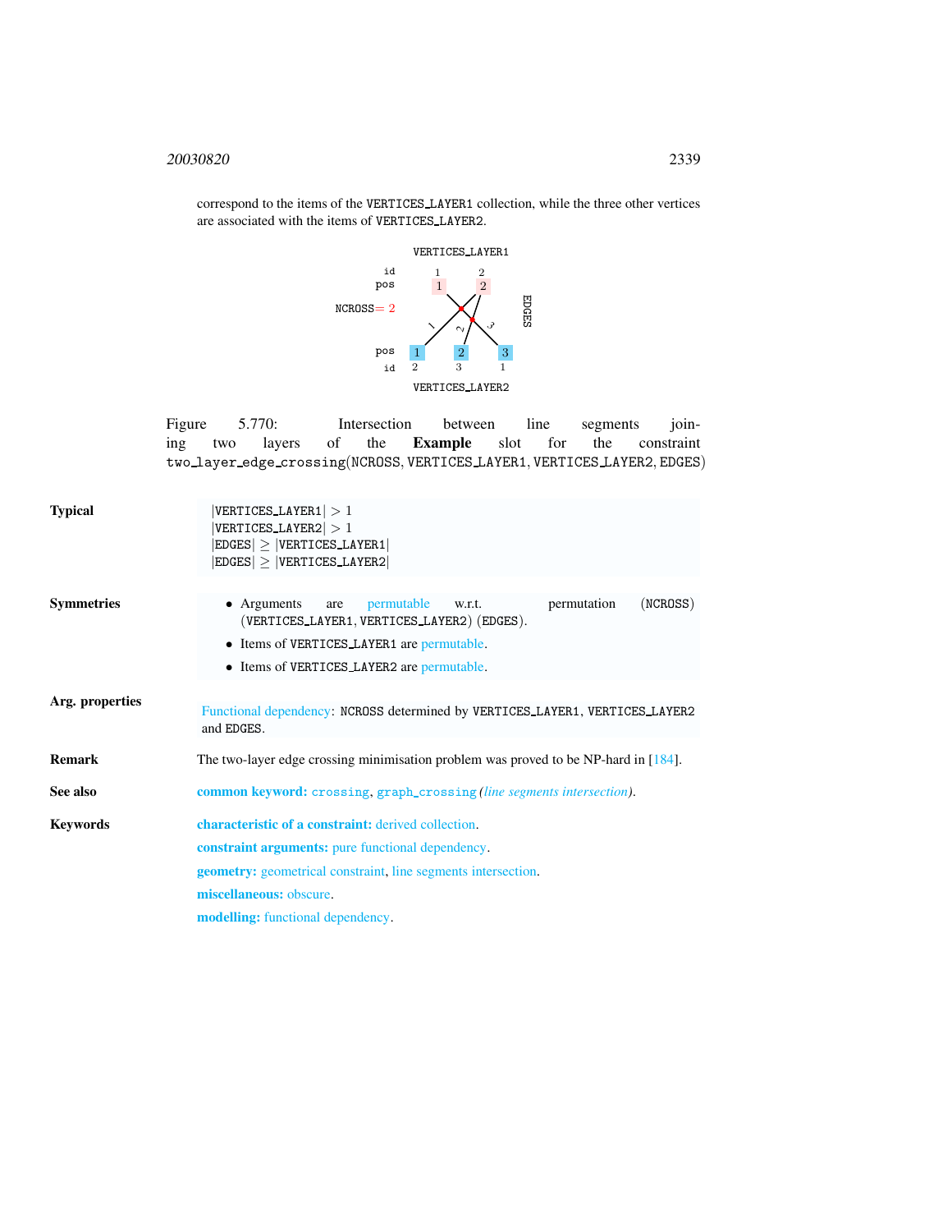correspond to the items of the VERTICES_LAYER1 collection, while the three other vertices are associated with the items of VERTICES_LAYER2.

VERTICES_LAYER1

id 1 2

pos 1 2

NCROSS= 2

EDGES

1 2 3

pos 1 2 3

id 2 3 1

VERTICES_LAYER2

Figure 5.770: Intersection between line segments joining two layers of the **Example** slot for the constraint two_layer_edge_crossing(NCROSS, VERTICES_LAYER1, VERTICES_LAYER2, EDGES)

**Typical**

$|$VERTICES_LAYER1$| > 1$
$|$VERTICES_LAYER2$| > 1$
$|$EDGES$| \geq |$VERTICES_LAYER1$|$
$|$EDGES$| \geq |$VERTICES_LAYER2$|$

**Symmetries**

- Arguments are permutable w.r.t. permutation (NCROSS) (VERTICES_LAYER1, VERTICES_LAYER2) (EDGES).
- Items of VERTICES_LAYER1 are permutable.
- Items of VERTICES_LAYER2 are permutable.

**Arg. properties**

Functional dependency: NCROSS determined by VERTICES_LAYER1, VERTICES_LAYER2 and EDGES.

**Remark**

The two-layer edge crossing minimisation problem was proved to be NP-hard in [184].

**See also**

**common keyword:** crossing, graph_crossing *(line segments intersection)*.

**Keywords**

**characteristic of a constraint:** derived collection.

**constraint arguments:** pure functional dependency.

**geometry:** geometrical constraint, line segments intersection.

**miscellaneous:** obscure.

**modelling:** functional dependency.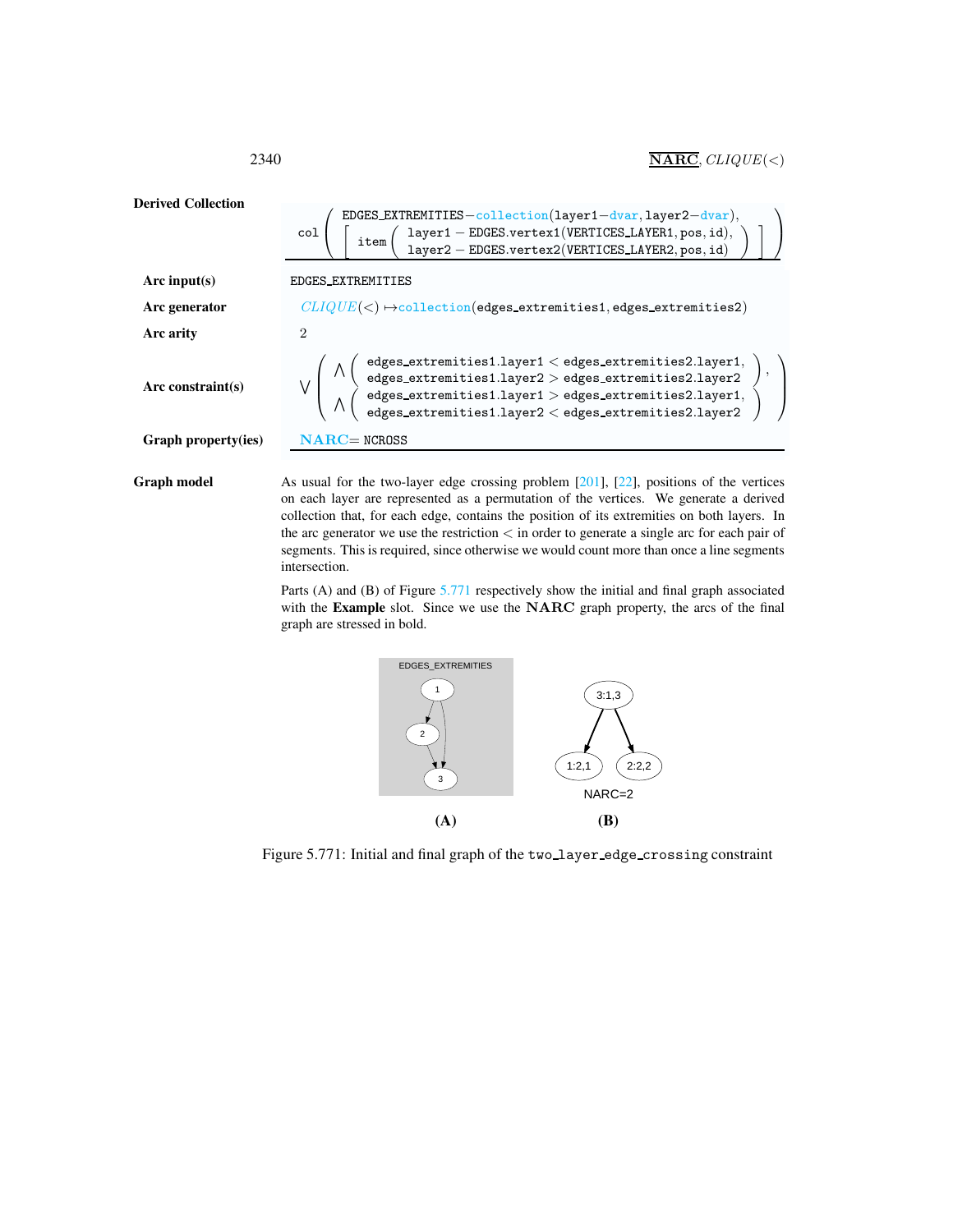| | |
|---|---|
| **Derived Collection** | col( EDGES_EXTREMITIES−collection(layer1−dvar, layer2−dvar), [ item( layer1 − EDGES.vertex1(VERTICES_LAYER1, pos, id), layer2 − EDGES.vertex2(VERTICES_LAYER2, pos, id) ) ] ) |
| **Arc input(s)** | EDGES_EXTREMITIES |
| **Arc generator** | *CLIQUE*(<) ↦collection(edges_extremities1, edges_extremities2) |
| **Arc arity** | 2 |
| **Arc constraint(s)** | ⋁( ⋀( edges_extremities1.layer1 < edges_extremities2.layer1, edges_extremities1.layer2 > edges_extremities2.layer2 ), ⋀( edges_extremities1.layer1 > edges_extremities2.layer1, edges_extremities1.layer2 < edges_extremities2.layer2 ) ) |
| **Graph property(ies)** | **NARC**= NCROSS |

**Graph model**

As usual for the two-layer edge crossing problem [201], [22], positions of the vertices on each layer are represented as a permutation of the vertices. We generate a derived collection that, for each edge, contains the position of its extremities on both layers. In the arc generator we use the restriction < in order to generate a single arc for each pair of segments. This is required, since otherwise we would count more than once a line segments intersection.

Parts (A) and (B) of Figure 5.771 respectively show the initial and final graph associated with the **Example** slot. Since we use the **NARC** graph property, the arcs of the final graph are stressed in bold.

EDGES_EXTREMITIES

1

2

3

3:1,3

1:2,1

2:2,2

NARC=2

**(A)** **(B)**

Figure 5.771: Initial and final graph of the two_layer_edge_crossing constraint